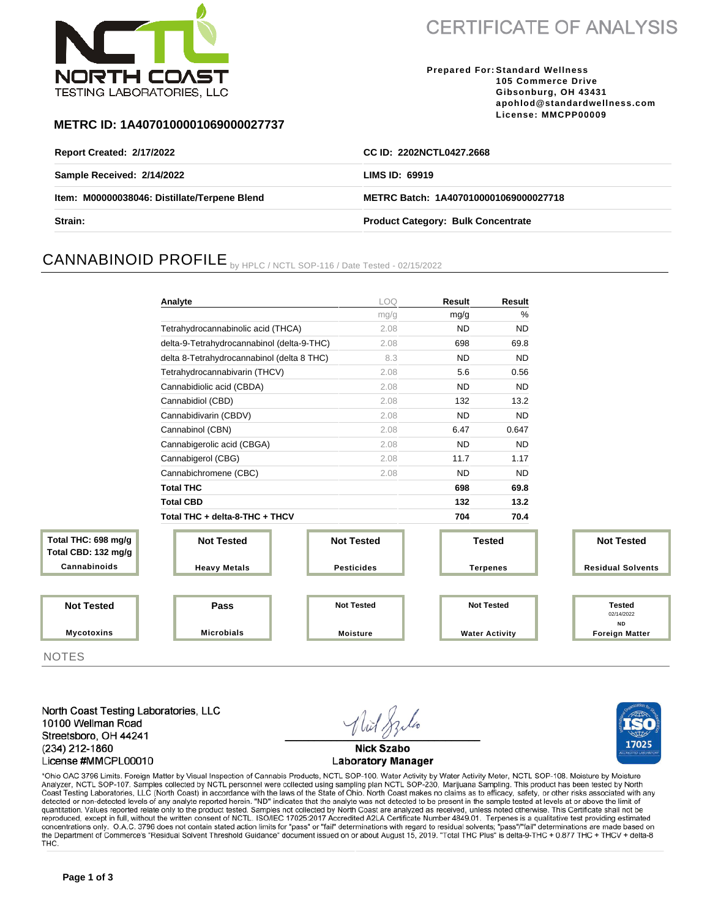NORTH COAST TESTING LABORATORIES, LLC

# CERTIFICATE OF ANALYSIS

**Prepared For:** **Standard Wellness**
**105 Commerce Drive**
**Gibsonburg, OH 43431**
**apohlod@standardwellness.com**
**License: MMCPP00009**

## METRC ID: 1A4070100001069000027737

| | |
|---|---|
| **Report Created: 2/17/2022** | **CC ID: 2202NCTL0427.2668** |
| **Sample Received: 2/14/2022** | **LIMS ID: 69919** |
| **Item: M00000038046: Distillate/Terpene Blend** | **METRC Batch: 1A4070100001069000027718** |
| **Strain:** | **Product Category: Bulk Concentrate** |

## CANNABINOID PROFILE by HPLC / NCTL SOP-116 / Date Tested - 02/15/2022

| Analyte | LOQ | Result | Result |
|---|---|---|---|
| | mg/g | mg/g | % |
| Tetrahydrocannabinolic acid (THCA) | 2.08 | ND | ND |
| delta-9-Tetrahydrocannabinol (delta-9-THC) | 2.08 | 698 | 69.8 |
| delta 8-Tetrahydrocannabinol (delta 8 THC) | 8.3 | ND | ND |
| Tetrahydrocannabivarin (THCV) | 2.08 | 5.6 | 0.56 |
| Cannabidiolic acid (CBDA) | 2.08 | ND | ND |
| Cannabidiol (CBD) | 2.08 | 132 | 13.2 |
| Cannabidivarin (CBDV) | 2.08 | ND | ND |
| Cannabinol (CBN) | 2.08 | 6.47 | 0.647 |
| Cannabigerolic acid (CBGA) | 2.08 | ND | ND |
| Cannabigerol (CBG) | 2.08 | 11.7 | 1.17 |
| Cannabichromene (CBC) | 2.08 | ND | ND |
| **Total THC** | | **698** | **69.8** |
| **Total CBD** | | **132** | **13.2** |
| **Total THC + delta-8-THC + THCV** | | **704** | **70.4** |

| Test | Status |
|---|---|
| Cannabinoids | Total THC: 698 mg/g; Total CBD: 132 mg/g |
| Heavy Metals | Not Tested |
| Pesticides | Not Tested |
| Terpenes | Tested |
| Residual Solvents | Not Tested |
| Mycotoxins | Not Tested |
| Microbials | Pass |
| Moisture | Not Tested |
| Water Activity | Not Tested |
| Foreign Matter | Tested 02/14/2022 ND |

## NOTES

North Coast Testing Laboratories, LLC
10100 Wellman Road
Streetsboro, OH 44241
(234) 212-1860
License #MMCPL00010

Nick Szabo
Laboratory Manager

ISO 17025 Accredited Laboratory

*Ohio OAC 3796 Limits. Foreign Matter by Visual Inspection of Cannabis Products, NCTL SOP-100. Water Activity by Water Activity Meter, NCTL SOP-108. Moisture by Moisture Analyzer, NCTL SOP-107. Samples collected by NCTL personnel were collected using sampling plan NCTL SOP-230, Marijuana Sampling. This product has been tested by North Coast Testing Laboratories, LLC (North Coast) in accordance with the laws of the State of Ohio. North Coast makes no claims as to efficacy, safety, or other risks associated with any detected or non-detected levels of any analyte reported herein. "ND" indicates that the analyte was not detected to be present in the sample tested at levels at or above the limit of quantitation. Values reported relate only to the product tested. Samples not collected by North Coast are analyzed as received, unless noted otherwise. This Certificate shall not be reproduced, except in full, without the written consent of NCTL. ISO/IEC 17025:2017 Accredited A2LA Certificate Number 4849.01. Terpenes is a qualitative test providing estimated concentrations only. O.A.C. 3796 does not contain stated action limits for "pass" or "fail" determinations with regard to residual solvents; "pass"/"fail" determinations are made based on the Department of Commerce's "Residual Solvent Threshold Guidance" document issued on or about August 15, 2019. "Total THC Plus" is delta-9-THC + 0.877 THC + THCV + delta-8 THC.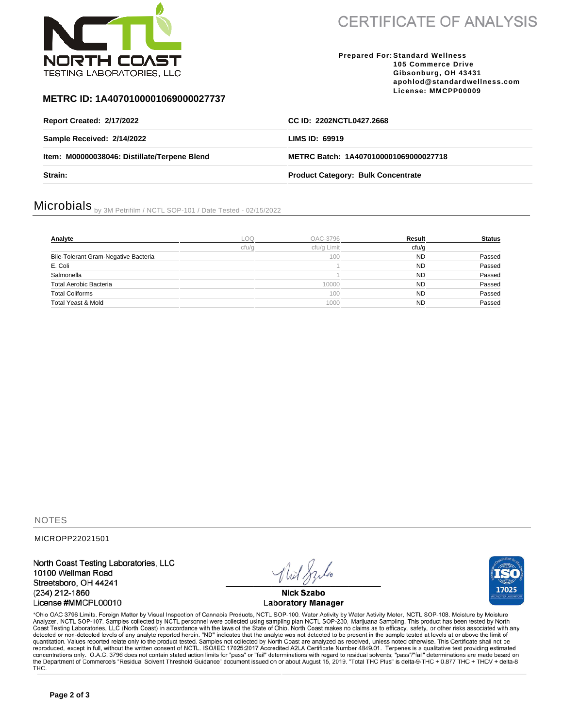# CERTIFICATE OF ANALYSIS

NORTH COAST TESTING LABORATORIES, LLC

**Prepared For:** **Standard Wellness**
**105 Commerce Drive**
**Gibsonburg, OH 43431**
**apohlod@standardwellness.com**
**License: MMCPP00009**

**METRC ID: 1A4070100001069000027737**

| | |
|---|---|
| **Report Created: 2/17/2022** | **CC ID: 2202NCTL0427.2668** |
| **Sample Received: 2/14/2022** | **LIMS ID: 69919** |
| **Item: M00000038046: Distillate/Terpene Blend** | **METRC Batch: 1A4070100001069000027718** |
| **Strain:** | **Product Category: Bulk Concentrate** |

## Microbials

by 3M Petrifilm / NCTL SOP-101 / Date Tested - 02/15/2022

| Analyte | LOQ | OAC-3796 | Result | Status |
|---|---|---|---|---|
| | cfu/g | cfu/g Limit | cfu/g | |
| Bile-Tolerant Gram-Negative Bacteria | | 100 | ND | Passed |
| E. Coli | | 1 | ND | Passed |
| Salmonella | | 1 | ND | Passed |
| Total Aerobic Bacteria | | 10000 | ND | Passed |
| Total Coliforms | | 100 | ND | Passed |
| Total Yeast & Mold | | 1000 | ND | Passed |

## NOTES

MICROPP22021501

North Coast Testing Laboratories, LLC
10100 Wellman Road
Streetsboro, OH 44241
(234) 212-1860
License #MMCPL00010

**Nick Szabo**
**Laboratory Manager**

*Ohio OAC 3796 Limits. Foreign Matter by Visual Inspection of Cannabis Products, NCTL SOP-100. Water Activity by Water Activity Meter, NCTL SOP-108. Moisture by Moisture Analyzer, NCTL SOP-107. Samples collected by NCTL personnel were collected using sampling plan NCTL SOP-230, Marijuana Sampling. This product has been tested by North Coast Testing Laboratories, LLC (North Coast) in accordance with the laws of the State of Ohio. North Coast makes no claims as to efficacy, safety, or other risks associated with any detected or non-detected levels of any analyte reported herein. "ND" indicates that the analyte was not detected to be present in the sample tested at levels at or above the limit of quantitation. Values reported relate only to the product tested. Samples not collected by North Coast are analyzed as received, unless noted otherwise. This Certificate shall not be reproduced, except in full, without the written consent of NCTL. ISO/IEC 17025:2017 Accredited A2LA Certificate Number 4849.01. Terpenes is a qualitative test providing estimated concentrations only. O.A.C. 3796 does not contain stated action limits for "pass" or "fail" determinations with regard to residual solvents; "pass"/"fail" determinations are made based on the Department of Commerce's "Residual Solvent Threshold Guidance" document issued on or about August 15, 2019. "Total THC Plus" is delta-9-THC + 0.877 THC + THCV + delta-8 THC.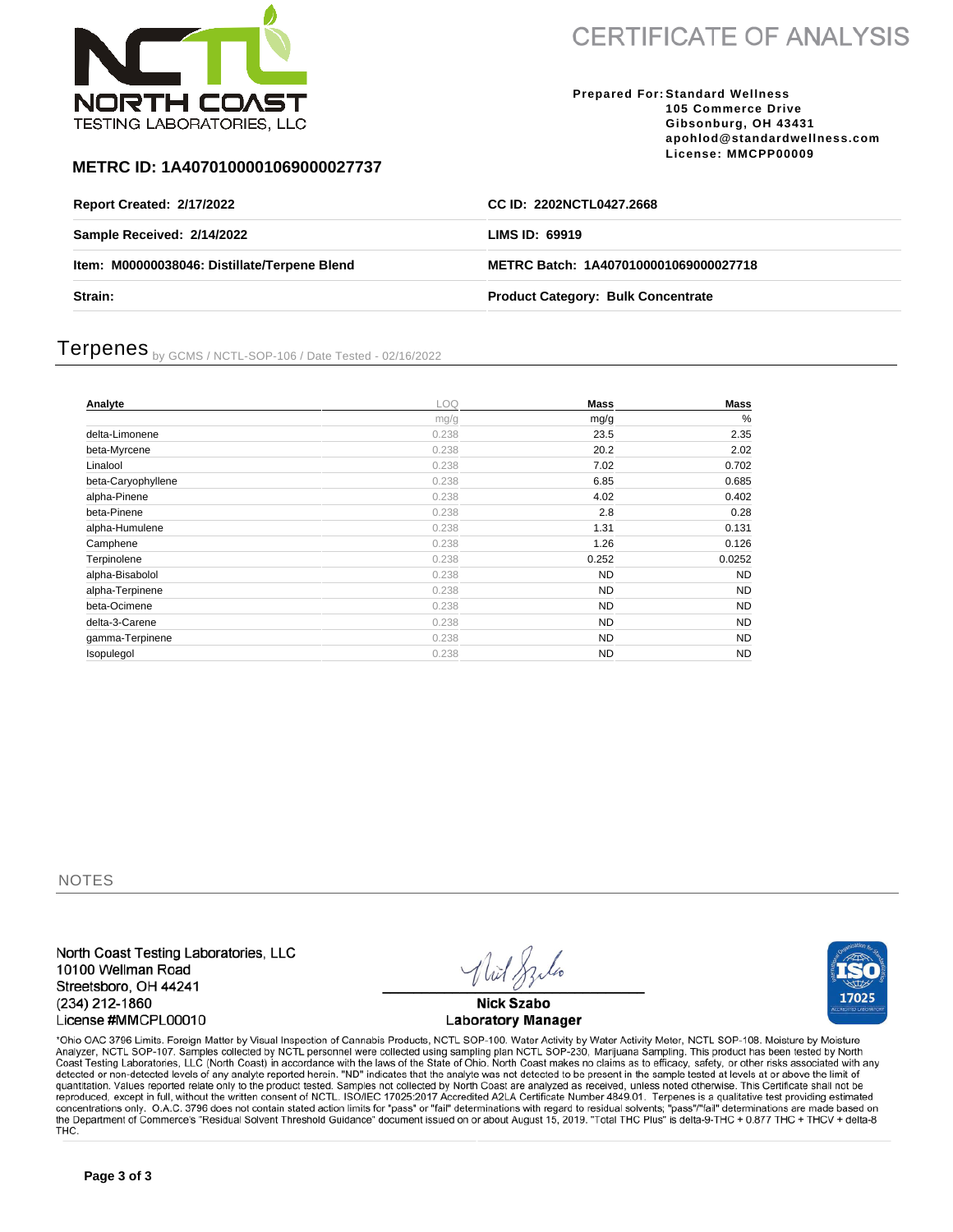NORTH COAST TESTING LABORATORIES, LLC

# CERTIFICATE OF ANALYSIS

**Prepared For:** **Standard Wellness**
**105 Commerce Drive**
**Gibsonburg, OH 43431**
**apohlod@standardwellness.com**
**License: MMCPP00009**

**METRC ID: 1A4070100001069000027737**

| | |
|---|---|
| **Report Created: 2/17/2022** | **CC ID: 2202NCTL0427.2668** |
| **Sample Received: 2/14/2022** | **LIMS ID: 69919** |
| **Item: M00000038046: Distillate/Terpene Blend** | **METRC Batch: 1A4070100001069000027718** |
| **Strain:** | **Product Category: Bulk Concentrate** |

## Terpenes by GCMS / NCTL-SOP-106 / Date Tested - 02/16/2022

| Analyte | LOQ | Mass | Mass |
|---|---|---|---|
| | mg/g | mg/g | % |
| delta-Limonene | 0.238 | 23.5 | 2.35 |
| beta-Myrcene | 0.238 | 20.2 | 2.02 |
| Linalool | 0.238 | 7.02 | 0.702 |
| beta-Caryophyllene | 0.238 | 6.85 | 0.685 |
| alpha-Pinene | 0.238 | 4.02 | 0.402 |
| beta-Pinene | 0.238 | 2.8 | 0.28 |
| alpha-Humulene | 0.238 | 1.31 | 0.131 |
| Camphene | 0.238 | 1.26 | 0.126 |
| Terpinolene | 0.238 | 0.252 | 0.0252 |
| alpha-Bisabolol | 0.238 | ND | ND |
| alpha-Terpinene | 0.238 | ND | ND |
| beta-Ocimene | 0.238 | ND | ND |
| delta-3-Carene | 0.238 | ND | ND |
| gamma-Terpinene | 0.238 | ND | ND |
| Isopulegol | 0.238 | ND | ND |

## NOTES

North Coast Testing Laboratories, LLC
10100 Wellman Road
Streetsboro, OH 44241
(234) 212-1860
License #MMCPL00010

**Nick Szabo**
**Laboratory Manager**

ISO 17025 ACCREDITED LABORATORY

*Ohio OAC 3796 Limits. Foreign Matter by Visual Inspection of Cannabis Products, NCTL SOP-100. Water Activity by Water Activity Meter, NCTL SOP-108. Moisture by Moisture Analyzer, NCTL SOP-107. Samples collected by NCTL personnel were collected using sampling plan NCTL SOP-230, Marijuana Sampling. This product has been tested by North Coast Testing Laboratories, LLC (North Coast) in accordance with the laws of the State of Ohio. North Coast makes no claims as to efficacy, safety, or other risks associated with any detected or non-detected levels of any analyte reported herein. "ND" indicates that the analyte was not detected to be present in the sample tested at levels at or above the limit of quantitation. Values reported relate only to the product tested. Samples not collected by North Coast are analyzed as received, unless noted otherwise. This Certificate shall not be reproduced, except in full, without the written consent of NCTL. ISO/IEC 17025:2017 Accredited A2LA Certificate Number 4849.01. Terpenes is a qualitative test providing estimated concentrations only. O.A.C. 3796 does not contain stated action limits for "pass" or "fail" determinations with regard to residual solvents; "pass"/"fail" determinations are made based on the Department of Commerce's "Residual Solvent Threshold Guidance" document issued on or about August 15, 2019. "Total THC Plus" is delta-9-THC + 0.877 THC + THCV + delta-8 THC.